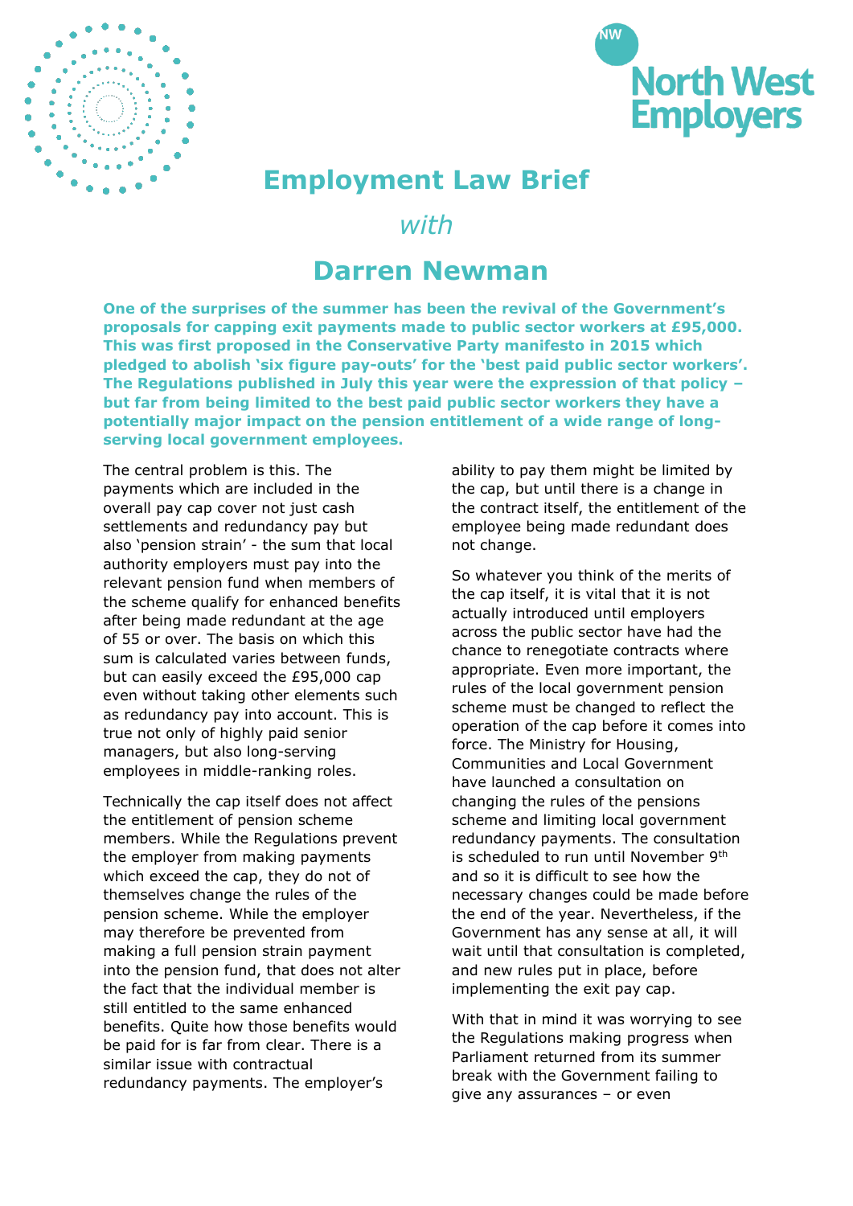# Employment Law Brief

*with*

## Darren Newman

**One of the surprises of the summer has been the revival of the Government's proposals for capping exit payments made to public sector workers at £95,000. This was first proposed in the Conservative Party manifesto in 2015 which pledged to abolish 'six figure pay-outs' for the 'best paid public sector workers'. The Regulations published in July this year were the expression of that policy – but far from being limited to the best paid public sector workers they have a potentially major impact on the pension entitlement of a wide range of long-serving local government employees.**

The central problem is this. The payments which are included in the overall pay cap cover not just cash settlements and redundancy pay but also 'pension strain' - the sum that local authority employers must pay into the relevant pension fund when members of the scheme qualify for enhanced benefits after being made redundant at the age of 55 or over. The basis on which this sum is calculated varies between funds, but can easily exceed the £95,000 cap even without taking other elements such as redundancy pay into account. This is true not only of highly paid senior managers, but also long-serving employees in middle-ranking roles.

Technically the cap itself does not affect the entitlement of pension scheme members. While the Regulations prevent the employer from making payments which exceed the cap, they do not of themselves change the rules of the pension scheme. While the employer may therefore be prevented from making a full pension strain payment into the pension fund, that does not alter the fact that the individual member is still entitled to the same enhanced benefits. Quite how those benefits would be paid for is far from clear. There is a similar issue with contractual redundancy payments. The employer's ability to pay them might be limited by the cap, but until there is a change in the contract itself, the entitlement of the employee being made redundant does not change.

So whatever you think of the merits of the cap itself, it is vital that it is not actually introduced until employers across the public sector have had the chance to renegotiate contracts where appropriate. Even more important, the rules of the local government pension scheme must be changed to reflect the operation of the cap before it comes into force. The Ministry for Housing, Communities and Local Government have launched a consultation on changing the rules of the pensions scheme and limiting local government redundancy payments. The consultation is scheduled to run until November 9th and so it is difficult to see how the necessary changes could be made before the end of the year. Nevertheless, if the Government has any sense at all, it will wait until that consultation is completed, and new rules put in place, before implementing the exit pay cap.

With that in mind it was worrying to see the Regulations making progress when Parliament returned from its summer break with the Government failing to give any assurances – or even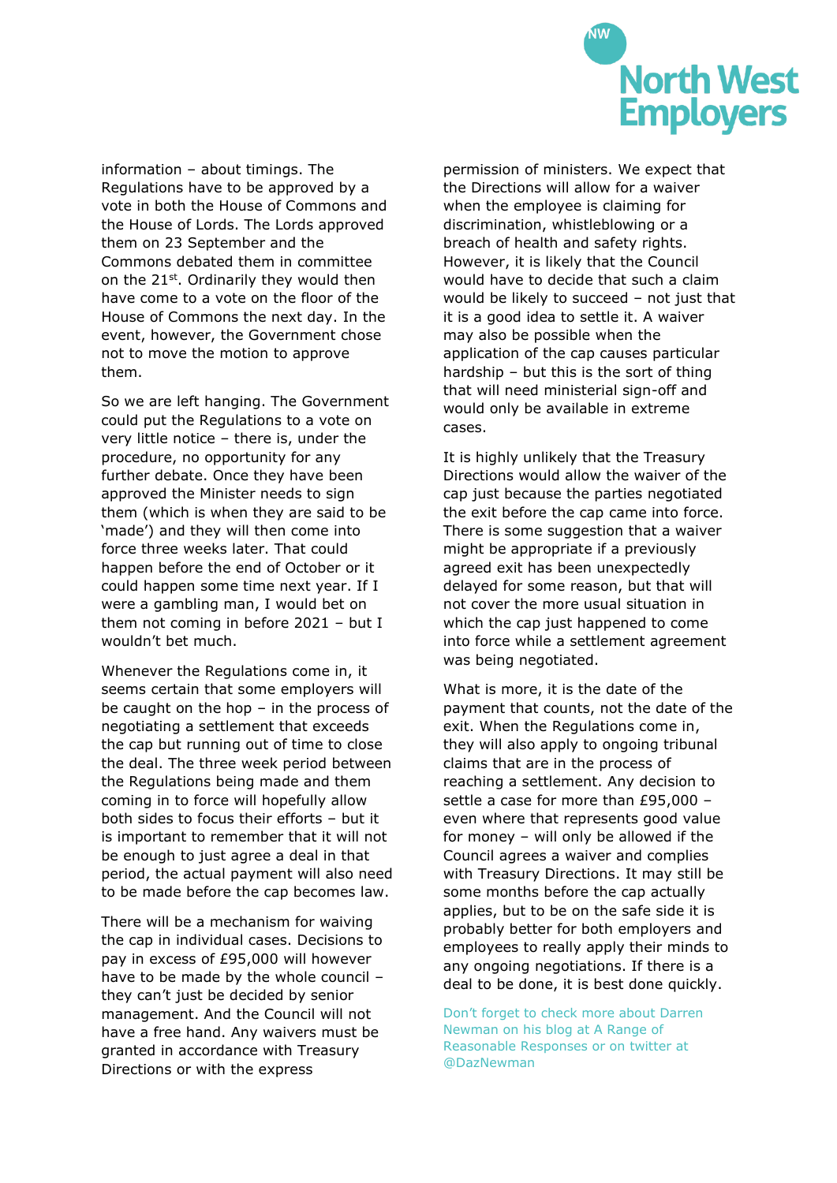information – about timings. The Regulations have to be approved by a vote in both the House of Commons and the House of Lords. The Lords approved them on 23 September and the Commons debated them in committee on the 21st. Ordinarily they would then have come to a vote on the floor of the House of Commons the next day. In the event, however, the Government chose not to move the motion to approve them.

So we are left hanging. The Government could put the Regulations to a vote on very little notice – there is, under the procedure, no opportunity for any further debate. Once they have been approved the Minister needs to sign them (which is when they are said to be 'made') and they will then come into force three weeks later. That could happen before the end of October or it could happen some time next year. If I were a gambling man, I would bet on them not coming in before 2021 – but I wouldn't bet much.

Whenever the Regulations come in, it seems certain that some employers will be caught on the hop – in the process of negotiating a settlement that exceeds the cap but running out of time to close the deal. The three week period between the Regulations being made and them coming in to force will hopefully allow both sides to focus their efforts – but it is important to remember that it will not be enough to just agree a deal in that period, the actual payment will also need to be made before the cap becomes law.

There will be a mechanism for waiving the cap in individual cases. Decisions to pay in excess of £95,000 will however have to be made by the whole council – they can't just be decided by senior management. And the Council will not have a free hand. Any waivers must be granted in accordance with Treasury Directions or with the express permission of ministers. We expect that the Directions will allow for a waiver when the employee is claiming for discrimination, whistleblowing or a breach of health and safety rights. However, it is likely that the Council would have to decide that such a claim would be likely to succeed – not just that it is a good idea to settle it. A waiver may also be possible when the application of the cap causes particular hardship – but this is the sort of thing that will need ministerial sign-off and would only be available in extreme cases.

It is highly unlikely that the Treasury Directions would allow the waiver of the cap just because the parties negotiated the exit before the cap came into force. There is some suggestion that a waiver might be appropriate if a previously agreed exit has been unexpectedly delayed for some reason, but that will not cover the more usual situation in which the cap just happened to come into force while a settlement agreement was being negotiated.

What is more, it is the date of the payment that counts, not the date of the exit. When the Regulations come in, they will also apply to ongoing tribunal claims that are in the process of reaching a settlement. Any decision to settle a case for more than £95,000 – even where that represents good value for money – will only be allowed if the Council agrees a waiver and complies with Treasury Directions. It may still be some months before the cap actually applies, but to be on the safe side it is probably better for both employers and employees to really apply their minds to any ongoing negotiations. If there is a deal to be done, it is best done quickly.

Don't forget to check more about Darren Newman on his blog at A Range of Reasonable Responses or on twitter at @DazNewman